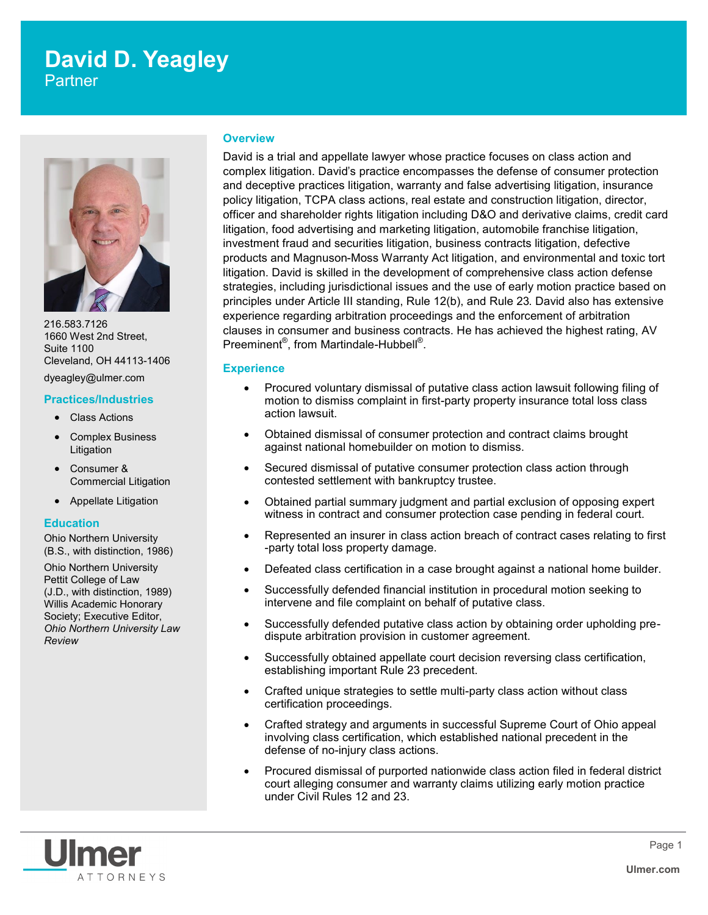# David D. Yeagley

Partner

216.583.7126
1660 West 2nd Street,
Suite 1100
Cleveland, OH 44113-1406

dyeagley@ulmer.com

## Practices/Industries

- Class Actions
- Complex Business Litigation
- Consumer & Commercial Litigation
- Appellate Litigation

## Education

Ohio Northern University
(B.S., with distinction, 1986)

Ohio Northern University
Pettit College of Law
(J.D., with distinction, 1989)
Willis Academic Honorary Society; Executive Editor, *Ohio Northern University Law Review*

## Overview

David is a trial and appellate lawyer whose practice focuses on class action and complex litigation. David's practice encompasses the defense of consumer protection and deceptive practices litigation, warranty and false advertising litigation, insurance policy litigation, TCPA class actions, real estate and construction litigation, director, officer and shareholder rights litigation including D&O and derivative claims, credit card litigation, food advertising and marketing litigation, automobile franchise litigation, investment fraud and securities litigation, business contracts litigation, defective products and Magnuson-Moss Warranty Act litigation, and environmental and toxic tort litigation. David is skilled in the development of comprehensive class action defense strategies, including jurisdictional issues and the use of early motion practice based on principles under Article III standing, Rule 12(b), and Rule 23. David also has extensive experience regarding arbitration proceedings and the enforcement of arbitration clauses in consumer and business contracts. He has achieved the highest rating, AV Preeminent®, from Martindale-Hubbell®.

## Experience

- Procured voluntary dismissal of putative class action lawsuit following filing of motion to dismiss complaint in first-party property insurance total loss class action lawsuit.
- Obtained dismissal of consumer protection and contract claims brought against national homebuilder on motion to dismiss.
- Secured dismissal of putative consumer protection class action through contested settlement with bankruptcy trustee.
- Obtained partial summary judgment and partial exclusion of opposing expert witness in contract and consumer protection case pending in federal court.
- Represented an insurer in class action breach of contract cases relating to first-party total loss property damage.
- Defeated class certification in a case brought against a national home builder.
- Successfully defended financial institution in procedural motion seeking to intervene and file complaint on behalf of putative class.
- Successfully defended putative class action by obtaining order upholding pre-dispute arbitration provision in customer agreement.
- Successfully obtained appellate court decision reversing class certification, establishing important Rule 23 precedent.
- Crafted unique strategies to settle multi-party class action without class certification proceedings.
- Crafted strategy and arguments in successful Supreme Court of Ohio appeal involving class certification, which established national precedent in the defense of no-injury class actions.
- Procured dismissal of purported nationwide class action filed in federal district court alleging consumer and warranty claims utilizing early motion practice under Civil Rules 12 and 23.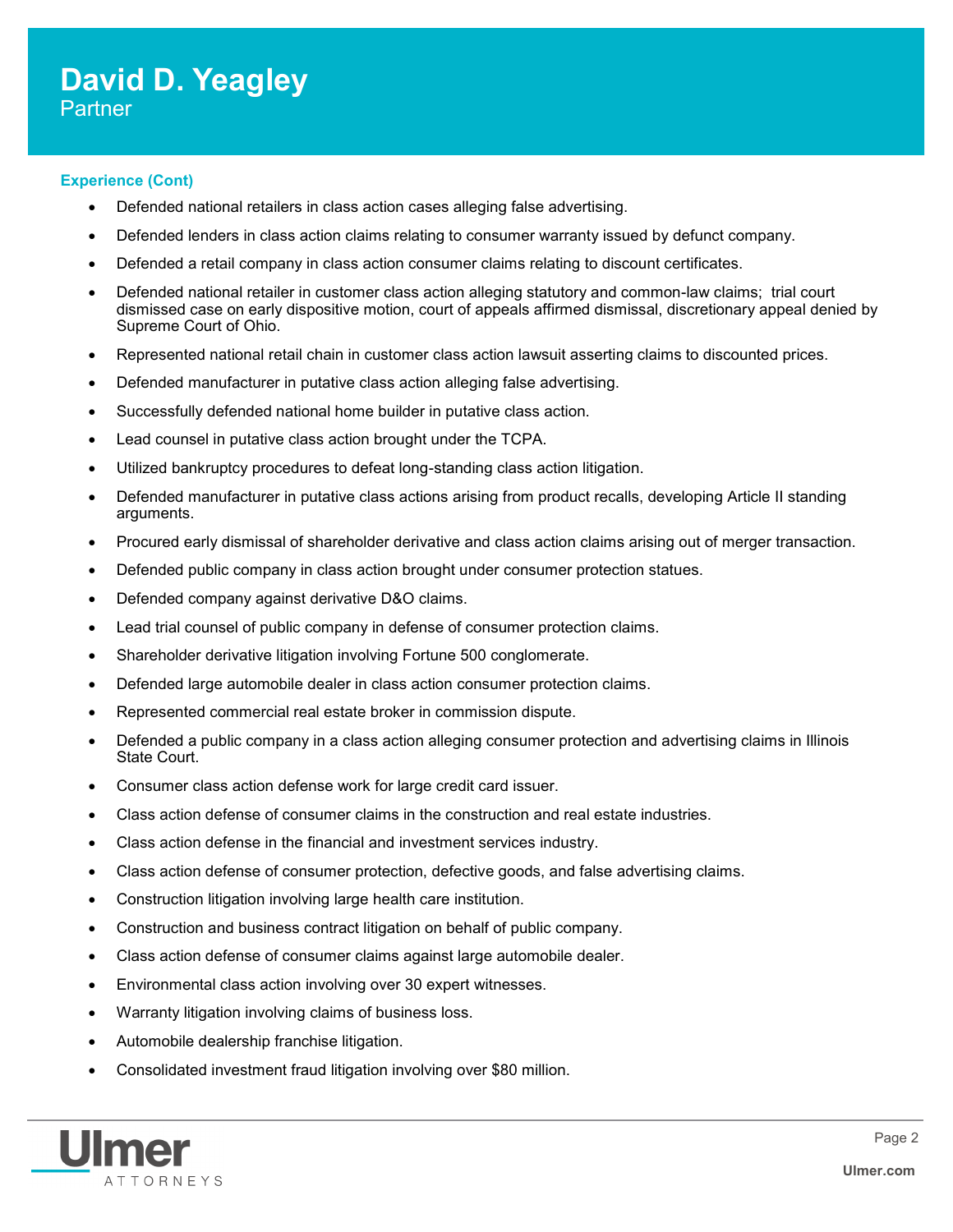# David D. Yeagley
Partner

### Experience (Cont)

- Defended national retailers in class action cases alleging false advertising.
- Defended lenders in class action claims relating to consumer warranty issued by defunct company.
- Defended a retail company in class action consumer claims relating to discount certificates.
- Defended national retailer in customer class action alleging statutory and common-law claims; trial court dismissed case on early dispositive motion, court of appeals affirmed dismissal, discretionary appeal denied by Supreme Court of Ohio.
- Represented national retail chain in customer class action lawsuit asserting claims to discounted prices.
- Defended manufacturer in putative class action alleging false advertising.
- Successfully defended national home builder in putative class action.
- Lead counsel in putative class action brought under the TCPA.
- Utilized bankruptcy procedures to defeat long-standing class action litigation.
- Defended manufacturer in putative class actions arising from product recalls, developing Article II standing arguments.
- Procured early dismissal of shareholder derivative and class action claims arising out of merger transaction.
- Defended public company in class action brought under consumer protection statues.
- Defended company against derivative D&O claims.
- Lead trial counsel of public company in defense of consumer protection claims.
- Shareholder derivative litigation involving Fortune 500 conglomerate.
- Defended large automobile dealer in class action consumer protection claims.
- Represented commercial real estate broker in commission dispute.
- Defended a public company in a class action alleging consumer protection and advertising claims in Illinois State Court.
- Consumer class action defense work for large credit card issuer.
- Class action defense of consumer claims in the construction and real estate industries.
- Class action defense in the financial and investment services industry.
- Class action defense of consumer protection, defective goods, and false advertising claims.
- Construction litigation involving large health care institution.
- Construction and business contract litigation on behalf of public company.
- Class action defense of consumer claims against large automobile dealer.
- Environmental class action involving over 30 expert witnesses.
- Warranty litigation involving claims of business loss.
- Automobile dealership franchise litigation.
- Consolidated investment fraud litigation involving over $80 million.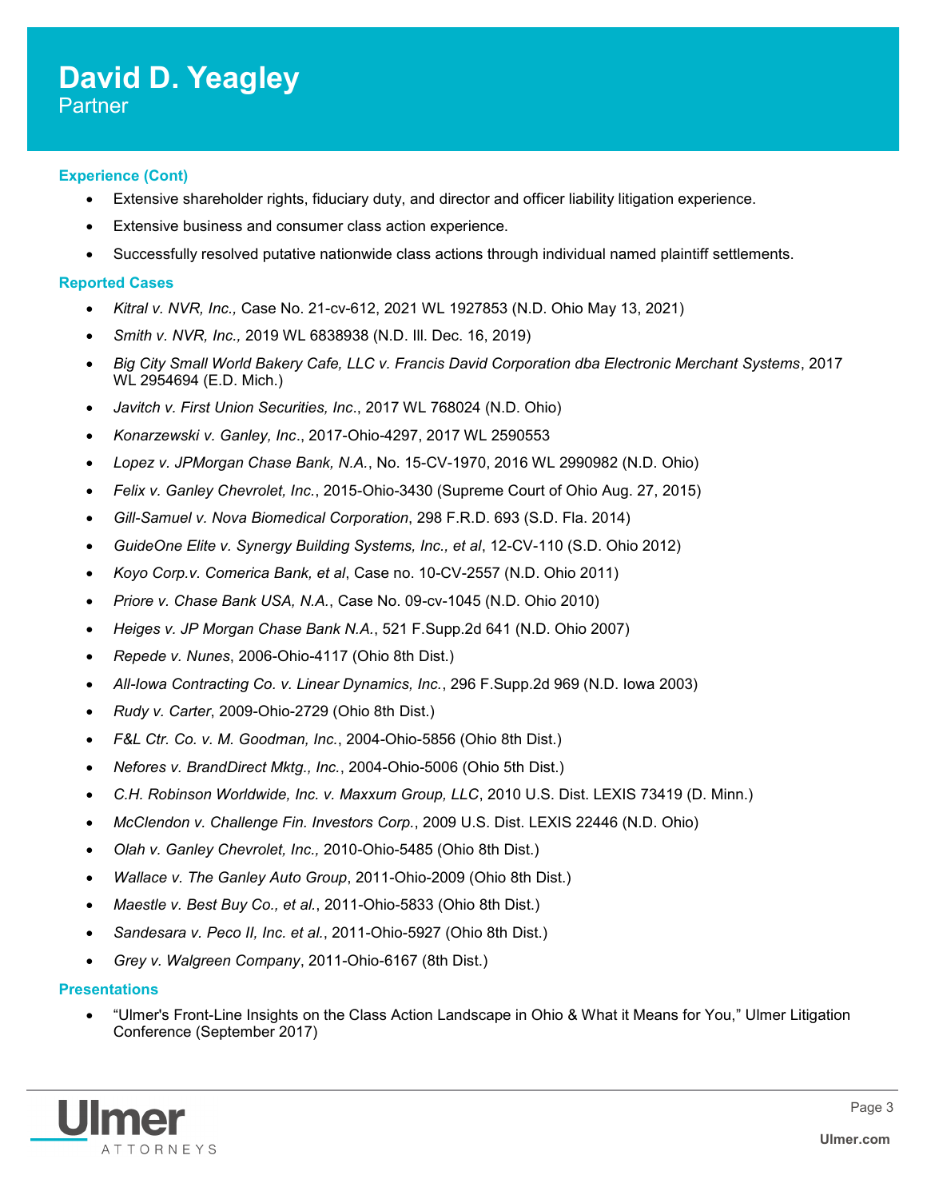# David D. Yeagley

Partner

### Experience (Cont)

- Extensive shareholder rights, fiduciary duty, and director and officer liability litigation experience.
- Extensive business and consumer class action experience.
- Successfully resolved putative nationwide class actions through individual named plaintiff settlements.

### Reported Cases

- *Kitral v. NVR, Inc.,* Case No. 21-cv-612, 2021 WL 1927853 (N.D. Ohio May 13, 2021)
- *Smith v. NVR, Inc.,* 2019 WL 6838938 (N.D. Ill. Dec. 16, 2019)
- *Big City Small World Bakery Cafe, LLC v. Francis David Corporation dba Electronic Merchant Systems*, 2017 WL 2954694 (E.D. Mich.)
- *Javitch v. First Union Securities, Inc*., 2017 WL 768024 (N.D. Ohio)
- *Konarzewski v. Ganley, Inc*., 2017-Ohio-4297, 2017 WL 2590553
- *Lopez v. JPMorgan Chase Bank, N.A.*, No. 15-CV-1970, 2016 WL 2990982 (N.D. Ohio)
- *Felix v. Ganley Chevrolet, Inc.*, 2015-Ohio-3430 (Supreme Court of Ohio Aug. 27, 2015)
- *Gill-Samuel v. Nova Biomedical Corporation*, 298 F.R.D. 693 (S.D. Fla. 2014)
- *GuideOne Elite v. Synergy Building Systems, Inc., et al*, 12-CV-110 (S.D. Ohio 2012)
- *Koyo Corp.v. Comerica Bank, et al*, Case no. 10-CV-2557 (N.D. Ohio 2011)
- *Priore v. Chase Bank USA, N.A.*, Case No. 09-cv-1045 (N.D. Ohio 2010)
- *Heiges v. JP Morgan Chase Bank N.A.*, 521 F.Supp.2d 641 (N.D. Ohio 2007)
- *Repede v. Nunes*, 2006-Ohio-4117 (Ohio 8th Dist.)
- *All-Iowa Contracting Co. v. Linear Dynamics, Inc.*, 296 F.Supp.2d 969 (N.D. Iowa 2003)
- *Rudy v. Carter*, 2009-Ohio-2729 (Ohio 8th Dist.)
- *F&L Ctr. Co. v. M. Goodman, Inc.*, 2004-Ohio-5856 (Ohio 8th Dist.)
- *Nefores v. BrandDirect Mktg., Inc.*, 2004-Ohio-5006 (Ohio 5th Dist.)
- *C.H. Robinson Worldwide, Inc. v. Maxxum Group, LLC*, 2010 U.S. Dist. LEXIS 73419 (D. Minn.)
- *McClendon v. Challenge Fin. Investors Corp.*, 2009 U.S. Dist. LEXIS 22446 (N.D. Ohio)
- *Olah v. Ganley Chevrolet, Inc.,* 2010-Ohio-5485 (Ohio 8th Dist.)
- *Wallace v. The Ganley Auto Group*, 2011-Ohio-2009 (Ohio 8th Dist.)
- *Maestle v. Best Buy Co., et al.*, 2011-Ohio-5833 (Ohio 8th Dist.)
- *Sandesara v. Peco II, Inc. et al.*, 2011-Ohio-5927 (Ohio 8th Dist.)
- *Grey v. Walgreen Company*, 2011-Ohio-6167 (8th Dist.)

### Presentations

- "Ulmer's Front-Line Insights on the Class Action Landscape in Ohio & What it Means for You," Ulmer Litigation Conference (September 2017)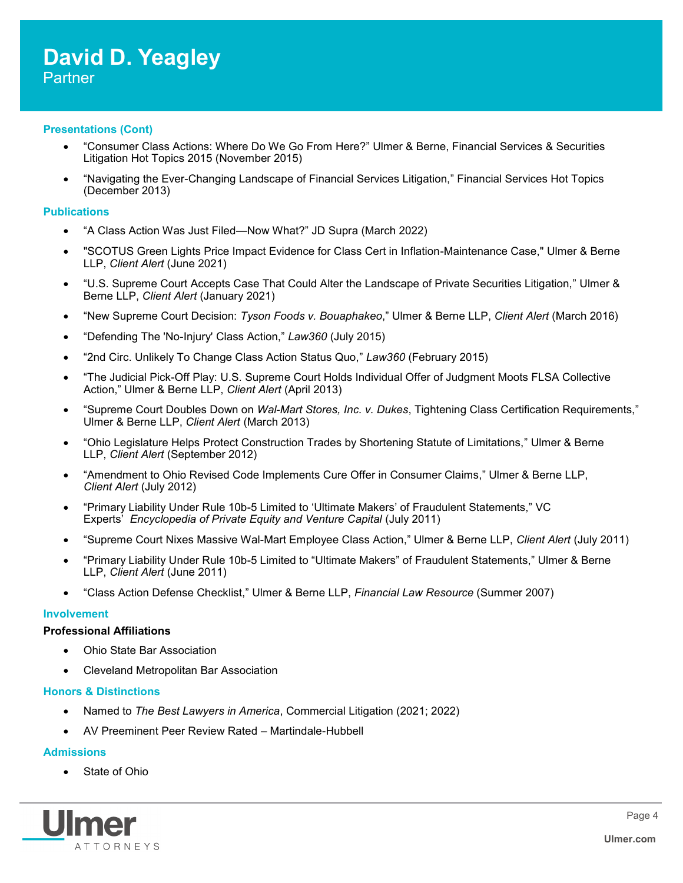# David D. Yeagley
Partner

## Presentations (Cont)

- "Consumer Class Actions: Where Do We Go From Here?" Ulmer & Berne, Financial Services & Securities Litigation Hot Topics 2015 (November 2015)
- "Navigating the Ever-Changing Landscape of Financial Services Litigation," Financial Services Hot Topics (December 2013)

## Publications

- "A Class Action Was Just Filed—Now What?" JD Supra (March 2022)
- "SCOTUS Green Lights Price Impact Evidence for Class Cert in Inflation-Maintenance Case," Ulmer & Berne LLP, *Client Alert* (June 2021)
- "U.S. Supreme Court Accepts Case That Could Alter the Landscape of Private Securities Litigation," Ulmer & Berne LLP, *Client Alert* (January 2021)
- "New Supreme Court Decision: *Tyson Foods v. Bouaphakeo*," Ulmer & Berne LLP, *Client Alert* (March 2016)
- "Defending The 'No-Injury' Class Action," *Law360* (July 2015)
- "2nd Circ. Unlikely To Change Class Action Status Quo," *Law360* (February 2015)
- "The Judicial Pick-Off Play: U.S. Supreme Court Holds Individual Offer of Judgment Moots FLSA Collective Action," Ulmer & Berne LLP, *Client Alert* (April 2013)
- "Supreme Court Doubles Down on *Wal-Mart Stores, Inc. v. Dukes*, Tightening Class Certification Requirements," Ulmer & Berne LLP, *Client Alert* (March 2013)
- "Ohio Legislature Helps Protect Construction Trades by Shortening Statute of Limitations," Ulmer & Berne LLP, *Client Alert* (September 2012)
- "Amendment to Ohio Revised Code Implements Cure Offer in Consumer Claims," Ulmer & Berne LLP, *Client Alert* (July 2012)
- "Primary Liability Under Rule 10b-5 Limited to 'Ultimate Makers' of Fraudulent Statements," VC Experts' *Encyclopedia of Private Equity and Venture Capital* (July 2011)
- "Supreme Court Nixes Massive Wal-Mart Employee Class Action," Ulmer & Berne LLP, *Client Alert* (July 2011)
- "Primary Liability Under Rule 10b-5 Limited to "Ultimate Makers" of Fraudulent Statements," Ulmer & Berne LLP, *Client Alert* (June 2011)
- "Class Action Defense Checklist," Ulmer & Berne LLP, *Financial Law Resource* (Summer 2007)

## Involvement

**Professional Affiliations**

- Ohio State Bar Association
- Cleveland Metropolitan Bar Association

## Honors & Distinctions

- Named to *The Best Lawyers in America*, Commercial Litigation (2021; 2022)
- AV Preeminent Peer Review Rated – Martindale-Hubbell

## Admissions

- State of Ohio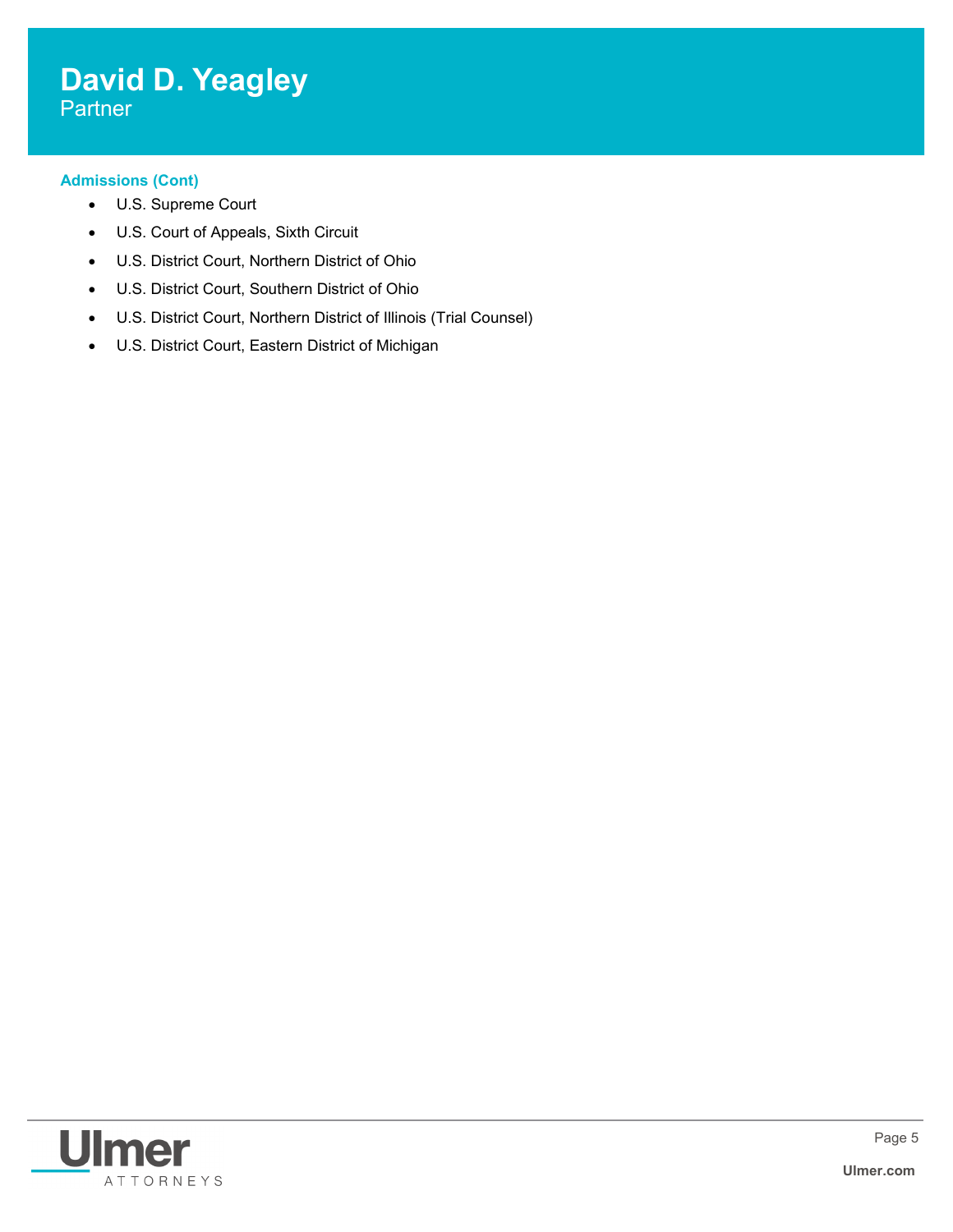### Admissions (Cont)

- U.S. Supreme Court
- U.S. Court of Appeals, Sixth Circuit
- U.S. District Court, Northern District of Ohio
- U.S. District Court, Southern District of Ohio
- U.S. District Court, Northern District of Illinois (Trial Counsel)
- U.S. District Court, Eastern District of Michigan